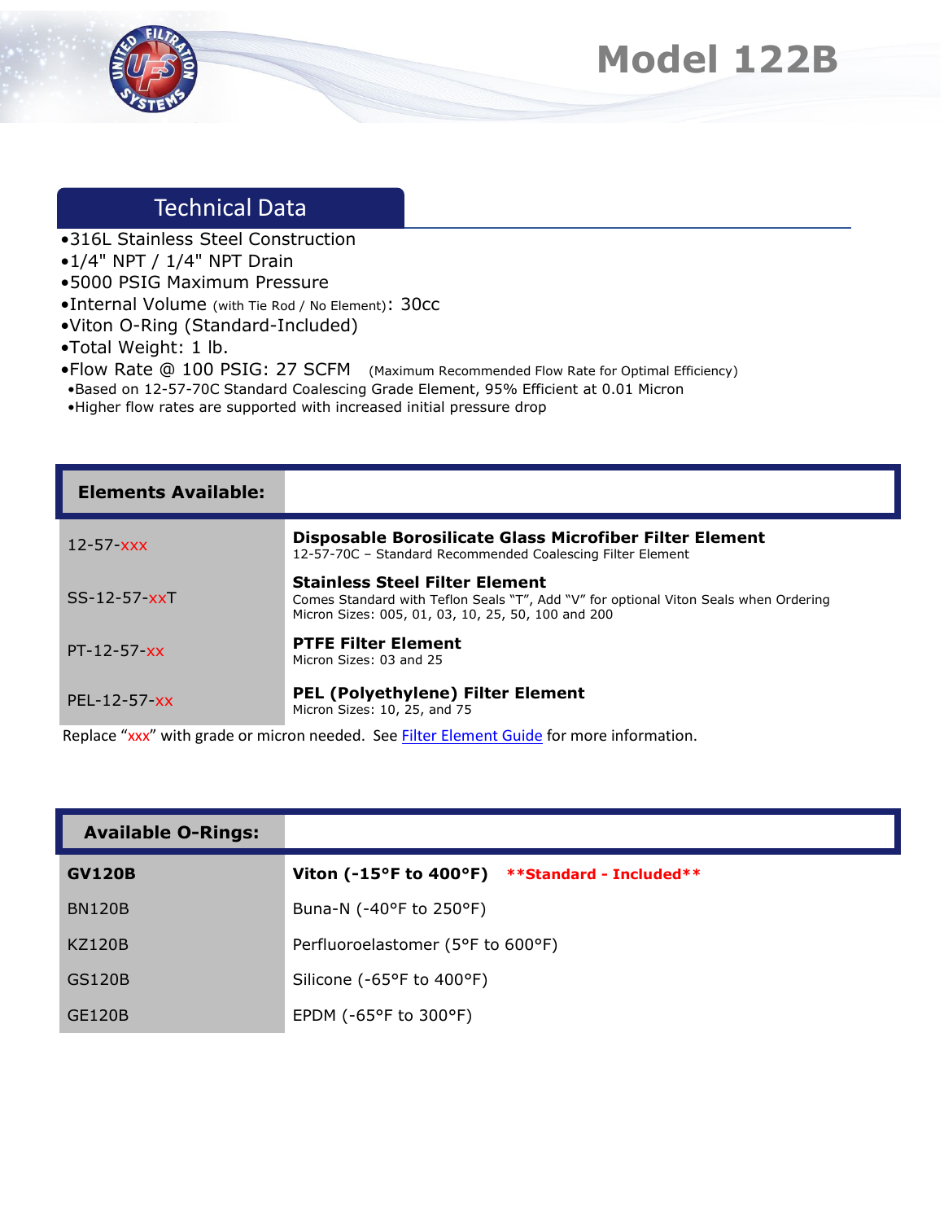# Model 122B

## Technical Data

- 316L Stainless Steel Construction
- 1/4" NPT / 1/4" NPT Drain
- 5000 PSIG Maximum Pressure
- Internal Volume (with Tie Rod / No Element): 30cc
- Viton O-Ring (Standard-Included)
- Total Weight: 1 lb.
- Flow Rate @ 100 PSIG: 27 SCFM (Maximum Recommended Flow Rate for Optimal Efficiency)
  - Based on 12-57-70C Standard Coalescing Grade Element, 95% Efficient at 0.01 Micron
  - Higher flow rates are supported with increased initial pressure drop

| **Elements Available:** | |
|---|---|
| 12-57-xxx | **Disposable Borosilicate Glass Microfiber Filter Element**<br>12-57-70C – Standard Recommended Coalescing Filter Element |
| SS-12-57-xxT | **Stainless Steel Filter Element**<br>Comes Standard with Teflon Seals "T", Add "V" for optional Viton Seals when Ordering<br>Micron Sizes: 005, 01, 03, 10, 25, 50, 100 and 200 |
| PT-12-57-xx | **PTFE Filter Element**<br>Micron Sizes: 03 and 25 |
| PEL-12-57-xx | **PEL (Polyethylene) Filter Element**<br>Micron Sizes: 10, 25, and 75 |

Replace "xxx" with grade or micron needed. See Filter Element Guide for more information.

| **Available O-Rings:** | |
|---|---|
| **GV120B** | **Viton (-15°F to 400°F)** **\*\*Standard - Included\*\*** |
| BN120B | Buna-N (-40°F to 250°F) |
| KZ120B | Perfluoroelastomer (5°F to 600°F) |
| GS120B | Silicone (-65°F to 400°F) |
| GE120B | EPDM (-65°F to 300°F) |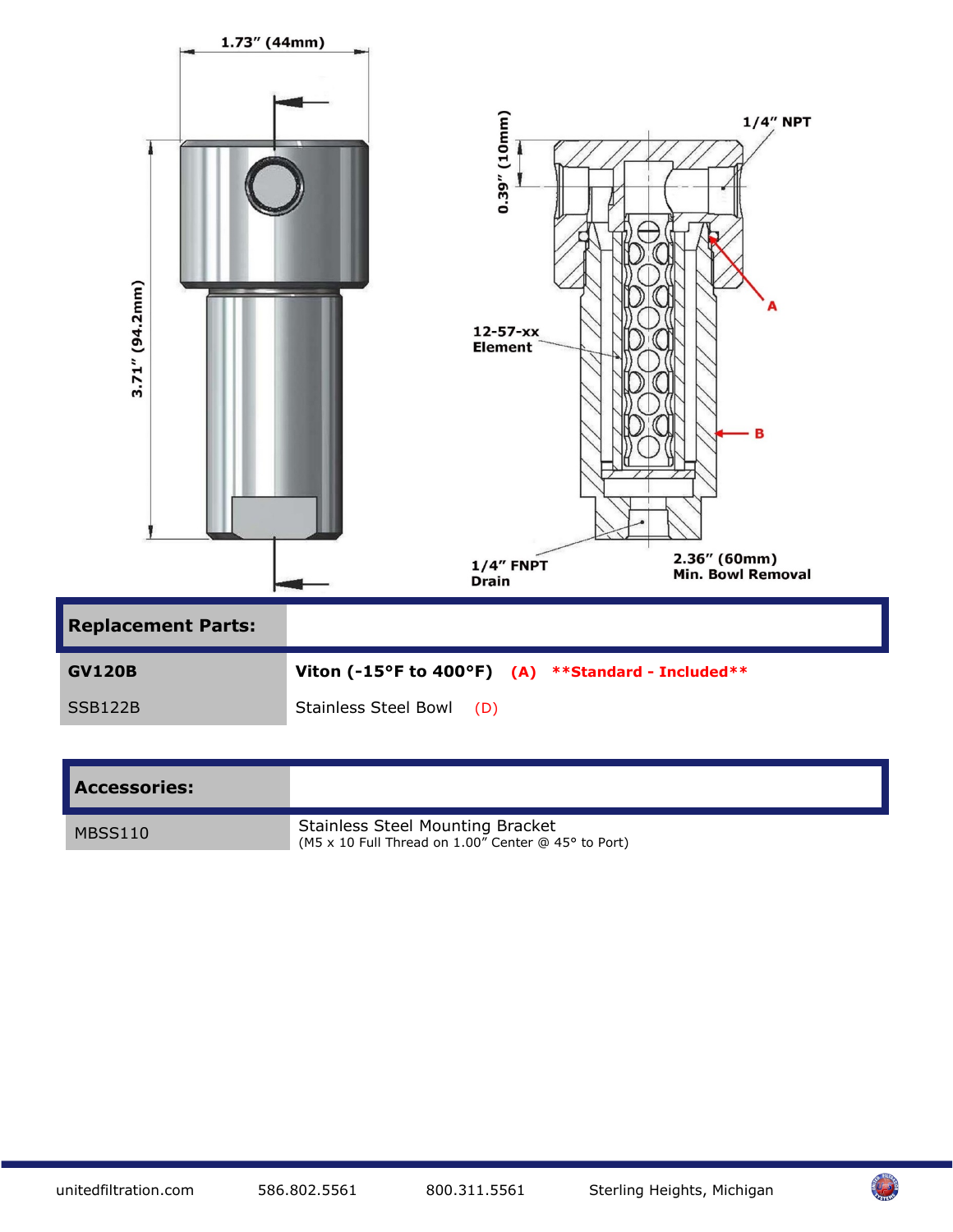1.73" (44mm)

3.71" (94.2mm)

0.39" (10mm)

1/4" NPT

A

12-57-xx Element

B

1/4" FNPT Drain

2.36" (60mm) Min. Bowl Removal

| Replacement Parts: | |
|---|---|
| **GV120B** | **Viton (-15°F to 400°F)** **(A)** **\*\*Standard - Included\*\*** |
| SSB122B | Stainless Steel Bowl (D) |

| Accessories: | |
|---|---|
| MBSS110 | Stainless Steel Mounting Bracket (M5 x 10 Full Thread on 1.00" Center @ 45° to Port) |

unitedfiltration.com 586.802.5561 800.311.5561 Sterling Heights, Michigan